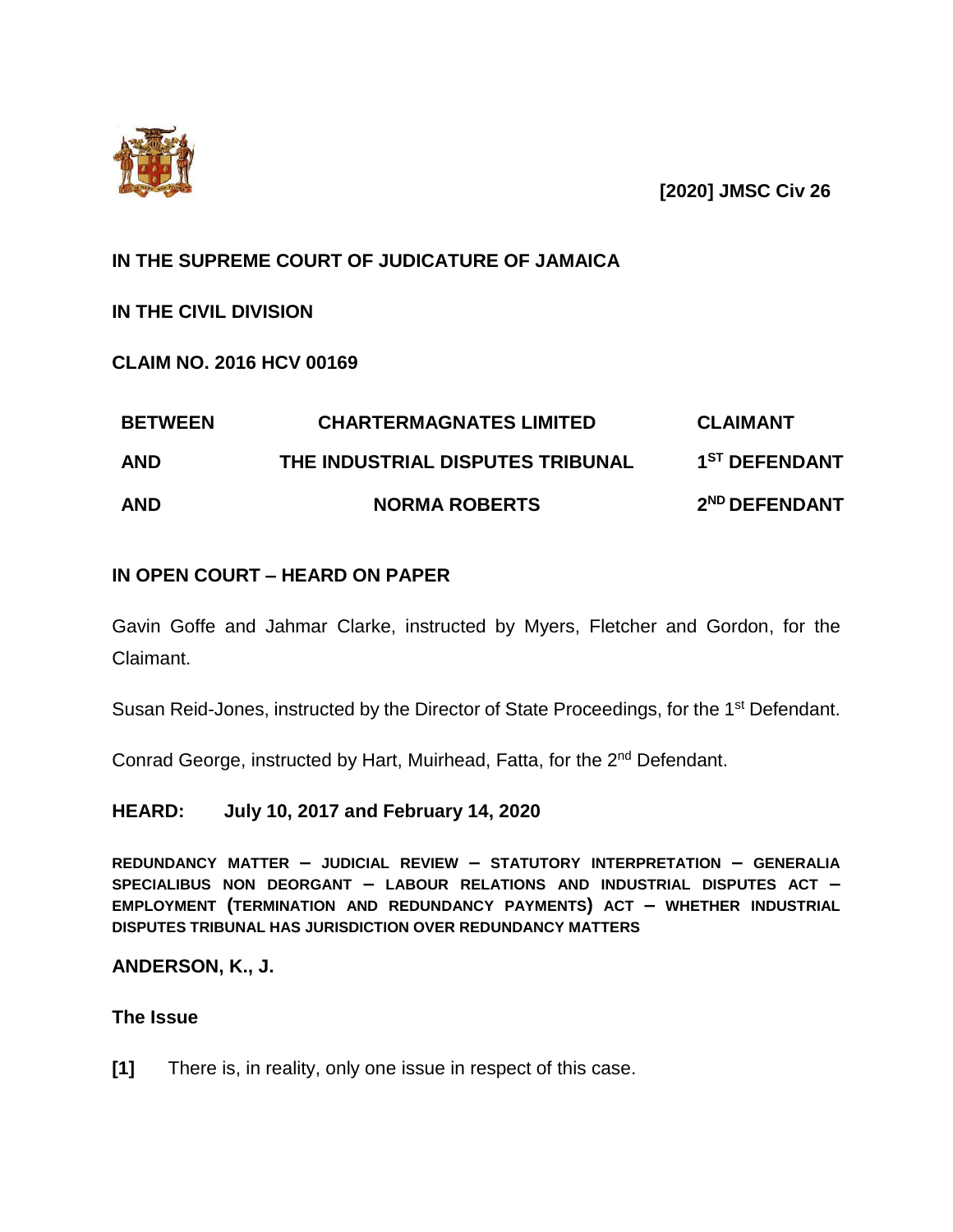**[2020] JMSC Civ 26**

**IN THE SUPREME COURT OF JUDICATURE OF JAMAICA**

**IN THE CIVIL DIVISION**

**CLAIM NO. 2016 HCV 00169**

| | | |
|---|---|---|
| **BETWEEN** | **CHARTERMAGNATES LIMITED** | **CLAIMANT** |
| **AND** | **THE INDUSTRIAL DISPUTES TRIBUNAL** | **1ST DEFENDANT** |
| **AND** | **NORMA ROBERTS** | **2ND DEFENDANT** |

**IN OPEN COURT – HEARD ON PAPER**

Gavin Goffe and Jahmar Clarke, instructed by Myers, Fletcher and Gordon, for the Claimant.

Susan Reid-Jones, instructed by the Director of State Proceedings, for the 1st Defendant.

Conrad George, instructed by Hart, Muirhead, Fatta, for the 2nd Defendant.

**HEARD: July 10, 2017 and February 14, 2020**

**REDUNDANCY MATTER – JUDICIAL REVIEW – STATUTORY INTERPRETATION – GENERALIA SPECIALIBUS NON DEORGANT – LABOUR RELATIONS AND INDUSTRIAL DISPUTES ACT – EMPLOYMENT (TERMINATION AND REDUNDANCY PAYMENTS) ACT – WHETHER INDUSTRIAL DISPUTES TRIBUNAL HAS JURISDICTION OVER REDUNDANCY MATTERS**

**ANDERSON, K., J.**

## The Issue

**[1]** There is, in reality, only one issue in respect of this case.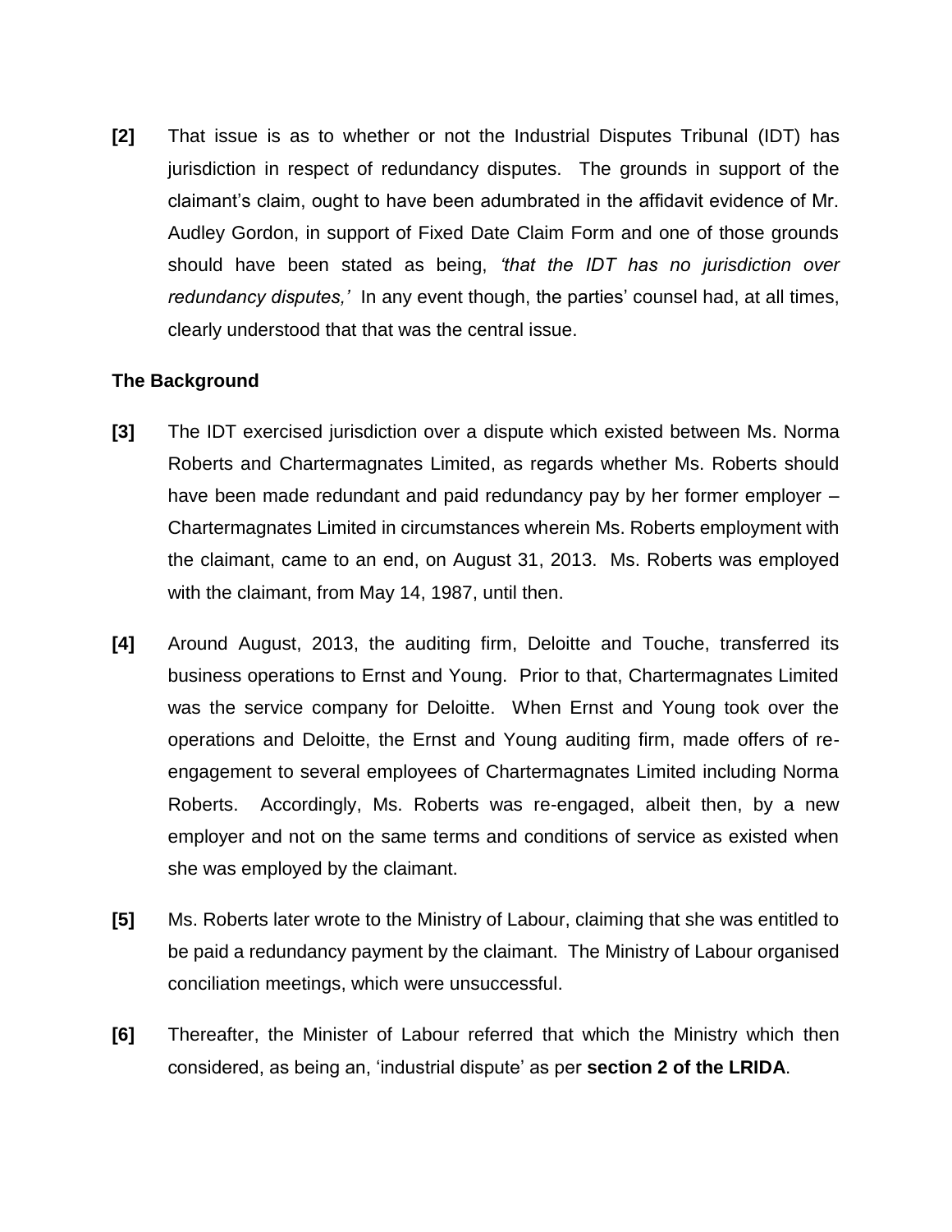**[2]** That issue is as to whether or not the Industrial Disputes Tribunal (IDT) has jurisdiction in respect of redundancy disputes. The grounds in support of the claimant's claim, ought to have been adumbrated in the affidavit evidence of Mr. Audley Gordon, in support of Fixed Date Claim Form and one of those grounds should have been stated as being, *'that the IDT has no jurisdiction over redundancy disputes,'* In any event though, the parties' counsel had, at all times, clearly understood that that was the central issue.

**The Background**

**[3]** The IDT exercised jurisdiction over a dispute which existed between Ms. Norma Roberts and Chartermagnates Limited, as regards whether Ms. Roberts should have been made redundant and paid redundancy pay by her former employer – Chartermagnates Limited in circumstances wherein Ms. Roberts employment with the claimant, came to an end, on August 31, 2013. Ms. Roberts was employed with the claimant, from May 14, 1987, until then.

**[4]** Around August, 2013, the auditing firm, Deloitte and Touche, transferred its business operations to Ernst and Young. Prior to that, Chartermagnates Limited was the service company for Deloitte. When Ernst and Young took over the operations and Deloitte, the Ernst and Young auditing firm, made offers of re-engagement to several employees of Chartermagnates Limited including Norma Roberts. Accordingly, Ms. Roberts was re-engaged, albeit then, by a new employer and not on the same terms and conditions of service as existed when she was employed by the claimant.

**[5]** Ms. Roberts later wrote to the Ministry of Labour, claiming that she was entitled to be paid a redundancy payment by the claimant. The Ministry of Labour organised conciliation meetings, which were unsuccessful.

**[6]** Thereafter, the Minister of Labour referred that which the Ministry which then considered, as being an, 'industrial dispute' as per **section 2 of the LRIDA**.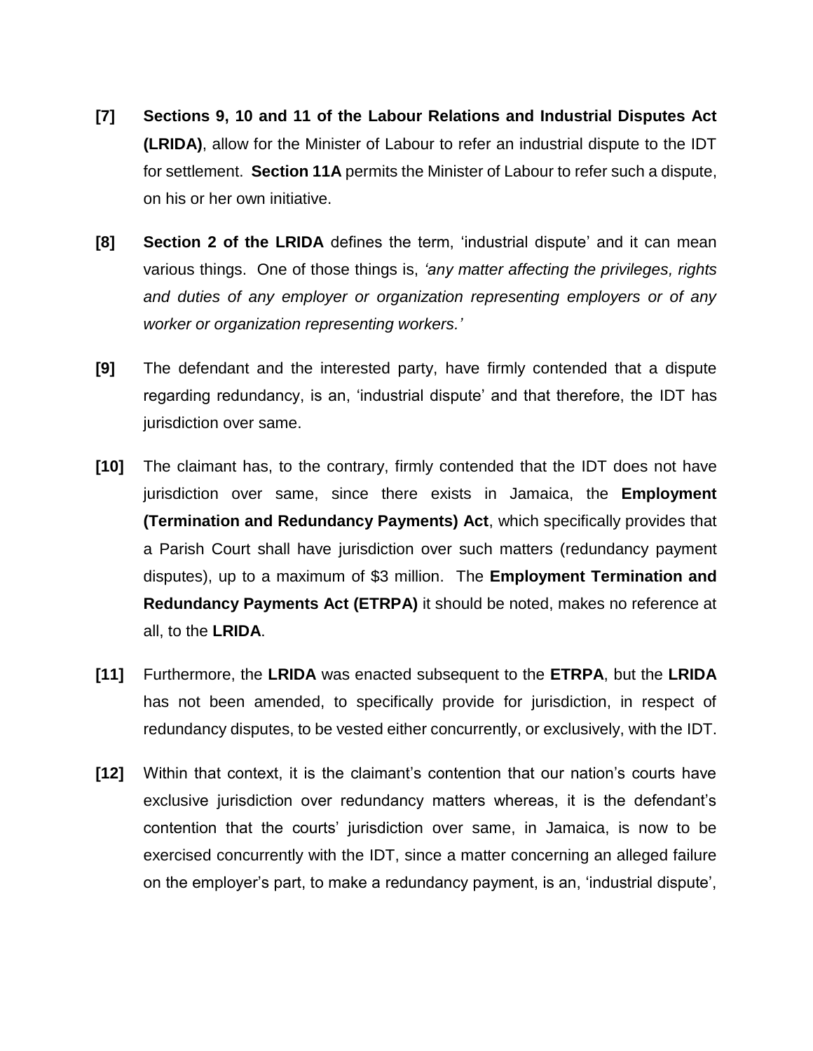**[7]** **Sections 9, 10 and 11 of the Labour Relations and Industrial Disputes Act (LRIDA)**, allow for the Minister of Labour to refer an industrial dispute to the IDT for settlement. **Section 11A** permits the Minister of Labour to refer such a dispute, on his or her own initiative.

**[8]** **Section 2 of the LRIDA** defines the term, 'industrial dispute' and it can mean various things. One of those things is, *'any matter affecting the privileges, rights and duties of any employer or organization representing employers or of any worker or organization representing workers.'*

**[9]** The defendant and the interested party, have firmly contended that a dispute regarding redundancy, is an, 'industrial dispute' and that therefore, the IDT has jurisdiction over same.

**[10]** The claimant has, to the contrary, firmly contended that the IDT does not have jurisdiction over same, since there exists in Jamaica, the **Employment (Termination and Redundancy Payments) Act**, which specifically provides that a Parish Court shall have jurisdiction over such matters (redundancy payment disputes), up to a maximum of $3 million. The **Employment Termination and Redundancy Payments Act (ETRPA)** it should be noted, makes no reference at all, to the **LRIDA**.

**[11]** Furthermore, the **LRIDA** was enacted subsequent to the **ETRPA**, but the **LRIDA** has not been amended, to specifically provide for jurisdiction, in respect of redundancy disputes, to be vested either concurrently, or exclusively, with the IDT.

**[12]** Within that context, it is the claimant's contention that our nation's courts have exclusive jurisdiction over redundancy matters whereas, it is the defendant's contention that the courts' jurisdiction over same, in Jamaica, is now to be exercised concurrently with the IDT, since a matter concerning an alleged failure on the employer's part, to make a redundancy payment, is an, 'industrial dispute',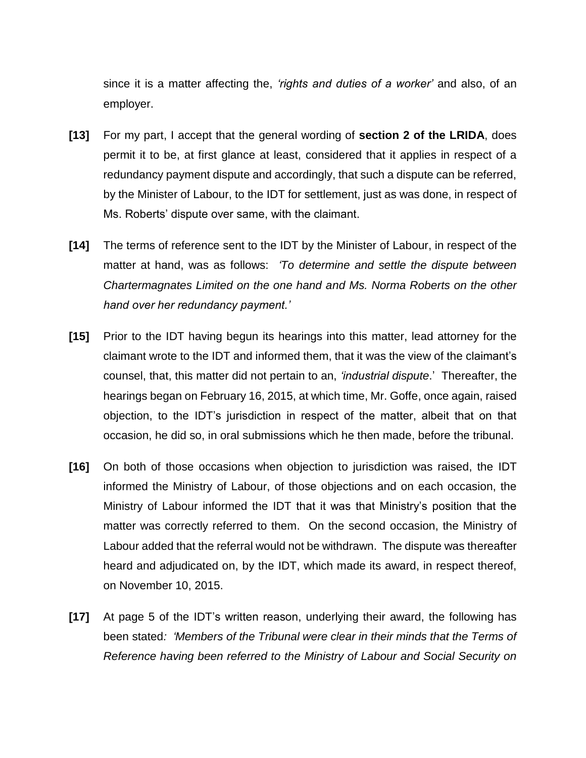since it is a matter affecting the, *'rights and duties of a worker'* and also, of an employer.

**[13]** For my part, I accept that the general wording of **section 2 of the LRIDA**, does permit it to be, at first glance at least, considered that it applies in respect of a redundancy payment dispute and accordingly, that such a dispute can be referred, by the Minister of Labour, to the IDT for settlement, just as was done, in respect of Ms. Roberts' dispute over same, with the claimant.

**[14]** The terms of reference sent to the IDT by the Minister of Labour, in respect of the matter at hand, was as follows: *'To determine and settle the dispute between Chartermagnates Limited on the one hand and Ms. Norma Roberts on the other hand over her redundancy payment.'*

**[15]** Prior to the IDT having begun its hearings into this matter, lead attorney for the claimant wrote to the IDT and informed them, that it was the view of the claimant's counsel, that, this matter did not pertain to an, *'industrial dispute*.' Thereafter, the hearings began on February 16, 2015, at which time, Mr. Goffe, once again, raised objection, to the IDT's jurisdiction in respect of the matter, albeit that on that occasion, he did so, in oral submissions which he then made, before the tribunal.

**[16]** On both of those occasions when objection to jurisdiction was raised, the IDT informed the Ministry of Labour, of those objections and on each occasion, the Ministry of Labour informed the IDT that it was that Ministry's position that the matter was correctly referred to them. On the second occasion, the Ministry of Labour added that the referral would not be withdrawn. The dispute was thereafter heard and adjudicated on, by the IDT, which made its award, in respect thereof, on November 10, 2015.

**[17]** At page 5 of the IDT's written reason, underlying their award, the following has been stated*: 'Members of the Tribunal were clear in their minds that the Terms of Reference having been referred to the Ministry of Labour and Social Security on*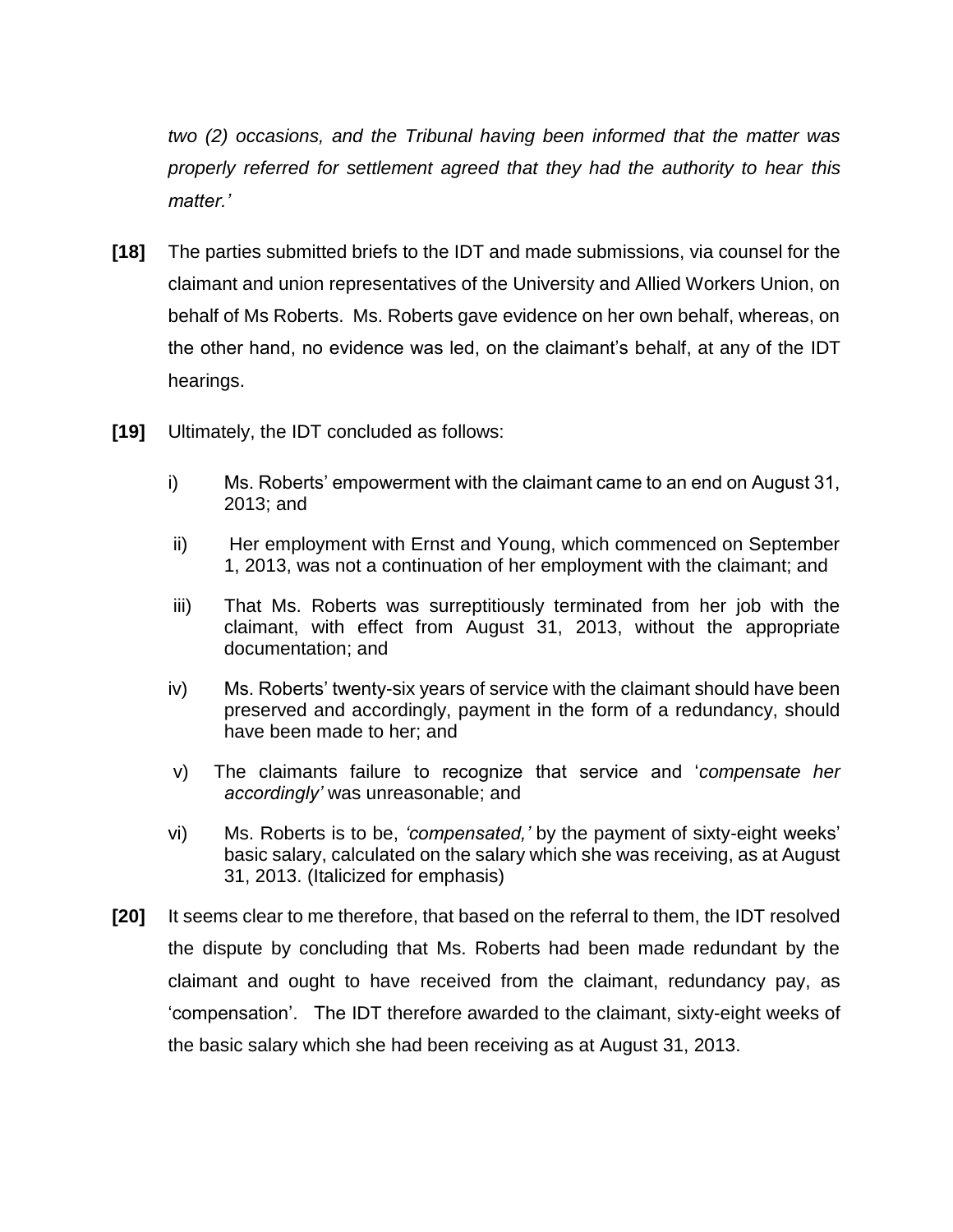*two (2) occasions, and the Tribunal having been informed that the matter was properly referred for settlement agreed that they had the authority to hear this matter.'*

**[18]** The parties submitted briefs to the IDT and made submissions, via counsel for the claimant and union representatives of the University and Allied Workers Union, on behalf of Ms Roberts. Ms. Roberts gave evidence on her own behalf, whereas, on the other hand, no evidence was led, on the claimant's behalf, at any of the IDT hearings.

**[19]** Ultimately, the IDT concluded as follows:

i) Ms. Roberts' empowerment with the claimant came to an end on August 31, 2013; and

ii) Her employment with Ernst and Young, which commenced on September 1, 2013, was not a continuation of her employment with the claimant; and

iii) That Ms. Roberts was surreptitiously terminated from her job with the claimant, with effect from August 31, 2013, without the appropriate documentation; and

iv) Ms. Roberts' twenty-six years of service with the claimant should have been preserved and accordingly, payment in the form of a redundancy, should have been made to her; and

v) The claimants failure to recognize that service and '*compensate her accordingly'* was unreasonable; and

vi) Ms. Roberts is to be, *'compensated,'* by the payment of sixty-eight weeks' basic salary, calculated on the salary which she was receiving, as at August 31, 2013. (Italicized for emphasis)

**[20]** It seems clear to me therefore, that based on the referral to them, the IDT resolved the dispute by concluding that Ms. Roberts had been made redundant by the claimant and ought to have received from the claimant, redundancy pay, as 'compensation'. The IDT therefore awarded to the claimant, sixty-eight weeks of the basic salary which she had been receiving as at August 31, 2013.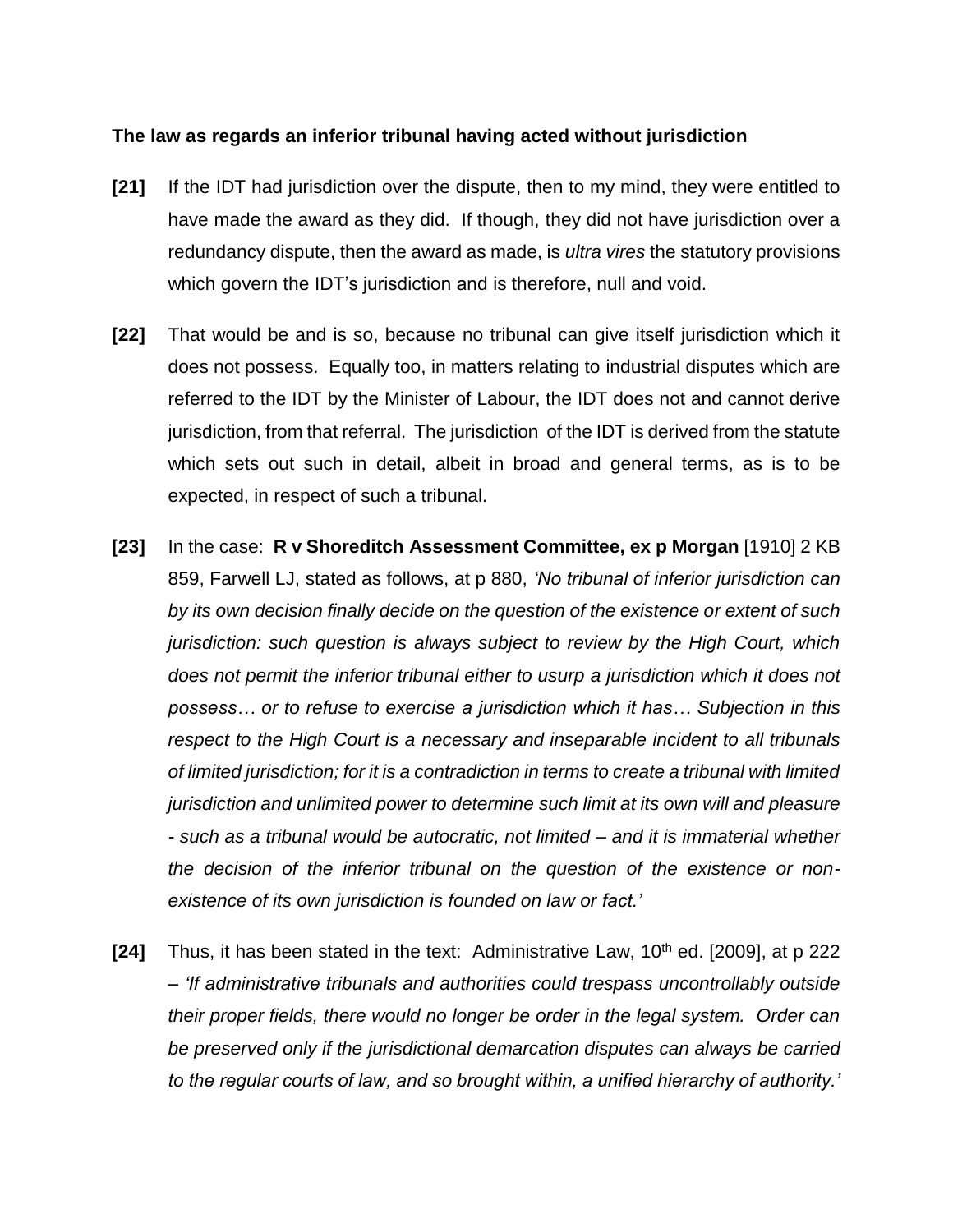**The law as regards an inferior tribunal having acted without jurisdiction**

**[21]** If the IDT had jurisdiction over the dispute, then to my mind, they were entitled to have made the award as they did. If though, they did not have jurisdiction over a redundancy dispute, then the award as made, is *ultra vires* the statutory provisions which govern the IDT's jurisdiction and is therefore, null and void.

**[22]** That would be and is so, because no tribunal can give itself jurisdiction which it does not possess. Equally too, in matters relating to industrial disputes which are referred to the IDT by the Minister of Labour, the IDT does not and cannot derive jurisdiction, from that referral. The jurisdiction of the IDT is derived from the statute which sets out such in detail, albeit in broad and general terms, as is to be expected, in respect of such a tribunal.

**[23]** In the case: **R v Shoreditch Assessment Committee, ex p Morgan** [1910] 2 KB 859, Farwell LJ, stated as follows, at p 880, *'No tribunal of inferior jurisdiction can by its own decision finally decide on the question of the existence or extent of such jurisdiction: such question is always subject to review by the High Court, which does not permit the inferior tribunal either to usurp a jurisdiction which it does not possess… or to refuse to exercise a jurisdiction which it has… Subjection in this respect to the High Court is a necessary and inseparable incident to all tribunals of limited jurisdiction; for it is a contradiction in terms to create a tribunal with limited jurisdiction and unlimited power to determine such limit at its own will and pleasure - such as a tribunal would be autocratic, not limited – and it is immaterial whether the decision of the inferior tribunal on the question of the existence or non-existence of its own jurisdiction is founded on law or fact.'*

**[24]** Thus, it has been stated in the text: Administrative Law, 10th ed. [2009], at p 222 – *'If administrative tribunals and authorities could trespass uncontrollably outside their proper fields, there would no longer be order in the legal system. Order can be preserved only if the jurisdictional demarcation disputes can always be carried to the regular courts of law, and so brought within, a unified hierarchy of authority.'*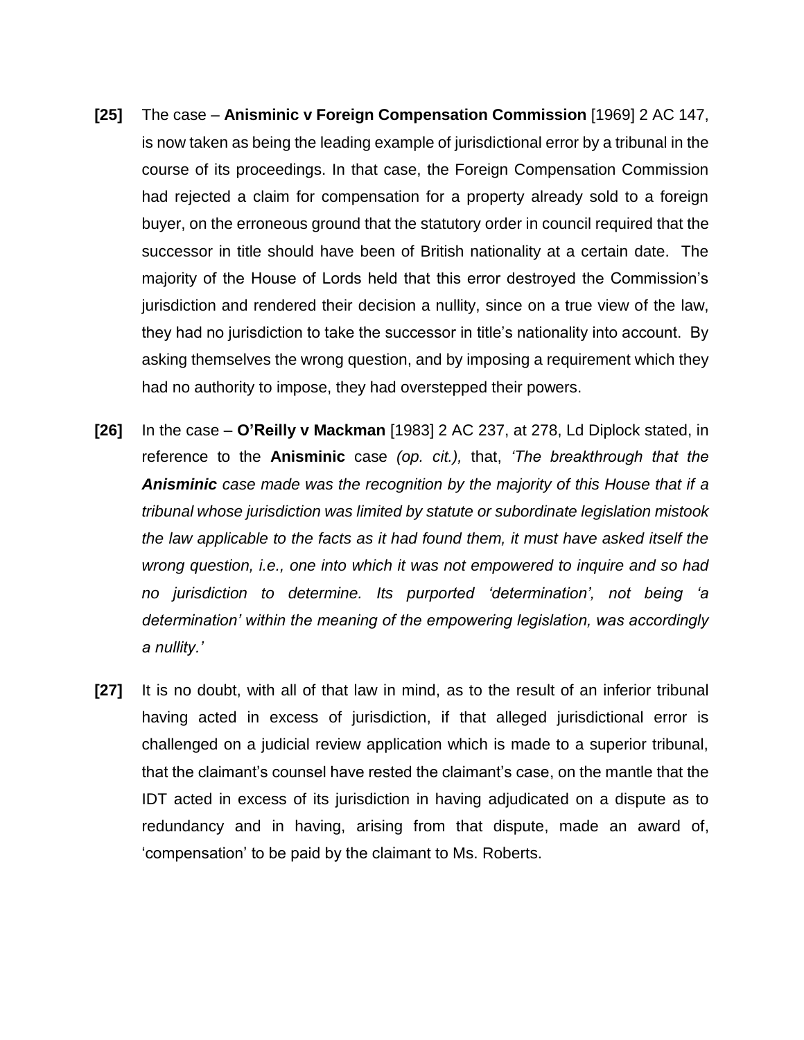**[25]** The case – **Anisminic v Foreign Compensation Commission** [1969] 2 AC 147, is now taken as being the leading example of jurisdictional error by a tribunal in the course of its proceedings. In that case, the Foreign Compensation Commission had rejected a claim for compensation for a property already sold to a foreign buyer, on the erroneous ground that the statutory order in council required that the successor in title should have been of British nationality at a certain date. The majority of the House of Lords held that this error destroyed the Commission's jurisdiction and rendered their decision a nullity, since on a true view of the law, they had no jurisdiction to take the successor in title's nationality into account. By asking themselves the wrong question, and by imposing a requirement which they had no authority to impose, they had overstepped their powers.

**[26]** In the case – **O'Reilly v Mackman** [1983] 2 AC 237, at 278, Ld Diplock stated, in reference to the **Anisminic** case *(op. cit.),* that, *'The breakthrough that the **Anisminic** case made was the recognition by the majority of this House that if a tribunal whose jurisdiction was limited by statute or subordinate legislation mistook the law applicable to the facts as it had found them, it must have asked itself the wrong question, i.e., one into which it was not empowered to inquire and so had no jurisdiction to determine. Its purported 'determination', not being 'a determination' within the meaning of the empowering legislation, was accordingly a nullity.'*

**[27]** It is no doubt, with all of that law in mind, as to the result of an inferior tribunal having acted in excess of jurisdiction, if that alleged jurisdictional error is challenged on a judicial review application which is made to a superior tribunal, that the claimant's counsel have rested the claimant's case, on the mantle that the IDT acted in excess of its jurisdiction in having adjudicated on a dispute as to redundancy and in having, arising from that dispute, made an award of, 'compensation' to be paid by the claimant to Ms. Roberts.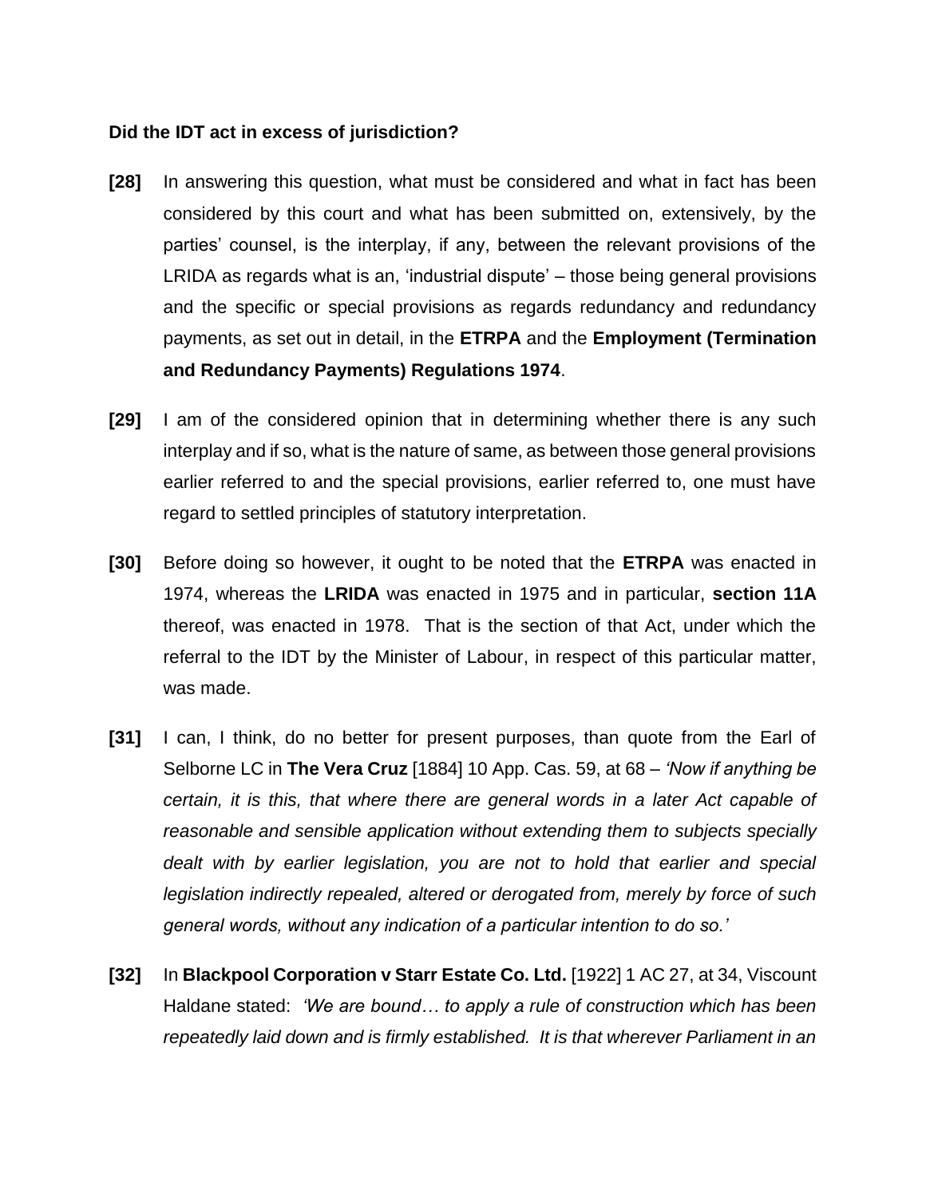**Did the IDT act in excess of jurisdiction?**

**[28]** In answering this question, what must be considered and what in fact has been considered by this court and what has been submitted on, extensively, by the parties' counsel, is the interplay, if any, between the relevant provisions of the LRIDA as regards what is an, 'industrial dispute' – those being general provisions and the specific or special provisions as regards redundancy and redundancy payments, as set out in detail, in the **ETRPA** and the **Employment (Termination and Redundancy Payments) Regulations 1974**.

**[29]** I am of the considered opinion that in determining whether there is any such interplay and if so, what is the nature of same, as between those general provisions earlier referred to and the special provisions, earlier referred to, one must have regard to settled principles of statutory interpretation.

**[30]** Before doing so however, it ought to be noted that the **ETRPA** was enacted in 1974, whereas the **LRIDA** was enacted in 1975 and in particular, **section 11A** thereof, was enacted in 1978. That is the section of that Act, under which the referral to the IDT by the Minister of Labour, in respect of this particular matter, was made.

**[31]** I can, I think, do no better for present purposes, than quote from the Earl of Selborne LC in **The Vera Cruz** [1884] 10 App. Cas. 59, at 68 – *'Now if anything be certain, it is this, that where there are general words in a later Act capable of reasonable and sensible application without extending them to subjects specially dealt with by earlier legislation, you are not to hold that earlier and special legislation indirectly repealed, altered or derogated from, merely by force of such general words, without any indication of a particular intention to do so.'*

**[32]** In **Blackpool Corporation v Starr Estate Co. Ltd.** [1922] 1 AC 27, at 34, Viscount Haldane stated: *'We are bound… to apply a rule of construction which has been repeatedly laid down and is firmly established. It is that wherever Parliament in an*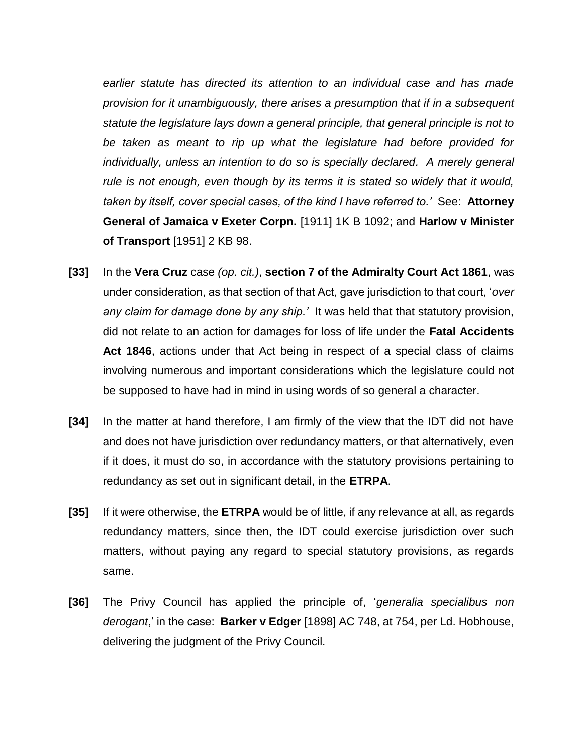*earlier statute has directed its attention to an individual case and has made provision for it unambiguously, there arises a presumption that if in a subsequent statute the legislature lays down a general principle, that general principle is not to be taken as meant to rip up what the legislature had before provided for individually, unless an intention to do so is specially declared. A merely general rule is not enough, even though by its terms it is stated so widely that it would, taken by itself, cover special cases, of the kind I have referred to.'* See: **Attorney General of Jamaica v Exeter Corpn.** [1911] 1K B 1092; and **Harlow v Minister of Transport** [1951] 2 KB 98.

**[33]** In the **Vera Cruz** case *(op. cit.)*, **section 7 of the Admiralty Court Act 1861**, was under consideration, as that section of that Act, gave jurisdiction to that court, '*over any claim for damage done by any ship.'* It was held that that statutory provision, did not relate to an action for damages for loss of life under the **Fatal Accidents Act 1846**, actions under that Act being in respect of a special class of claims involving numerous and important considerations which the legislature could not be supposed to have had in mind in using words of so general a character.

**[34]** In the matter at hand therefore, I am firmly of the view that the IDT did not have and does not have jurisdiction over redundancy matters, or that alternatively, even if it does, it must do so, in accordance with the statutory provisions pertaining to redundancy as set out in significant detail, in the **ETRPA**.

**[35]** If it were otherwise, the **ETRPA** would be of little, if any relevance at all, as regards redundancy matters, since then, the IDT could exercise jurisdiction over such matters, without paying any regard to special statutory provisions, as regards same.

**[36]** The Privy Council has applied the principle of, '*generalia specialibus non derogant*,' in the case: **Barker v Edger** [1898] AC 748, at 754, per Ld. Hobhouse, delivering the judgment of the Privy Council.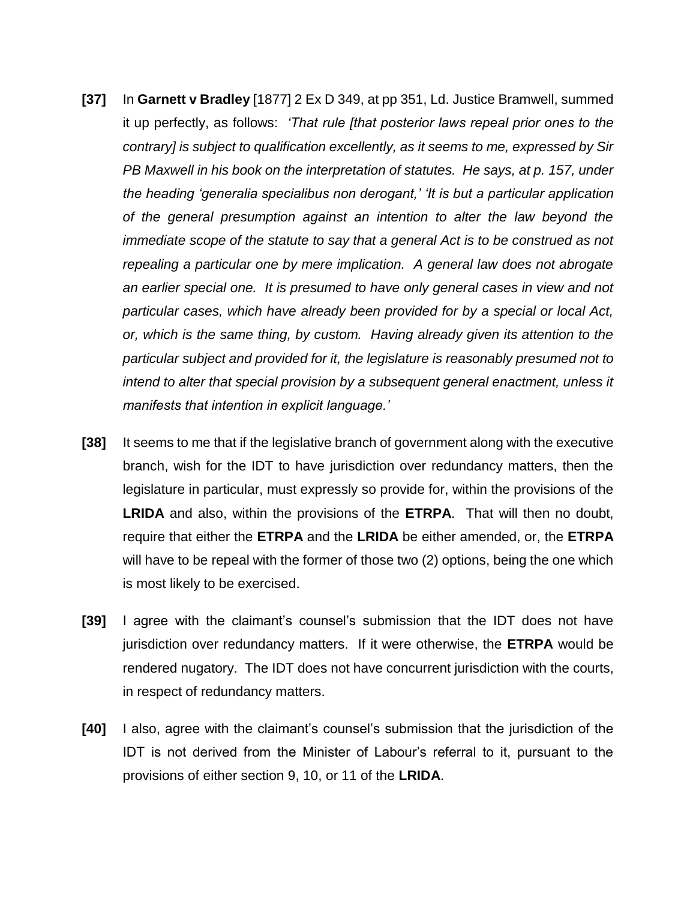**[37]** In **Garnett v Bradley** [1877] 2 Ex D 349, at pp 351, Ld. Justice Bramwell, summed it up perfectly, as follows: *'That rule [that posterior laws repeal prior ones to the contrary] is subject to qualification excellently, as it seems to me, expressed by Sir PB Maxwell in his book on the interpretation of statutes. He says, at p. 157, under the heading 'generalia specialibus non derogant,' 'It is but a particular application of the general presumption against an intention to alter the law beyond the immediate scope of the statute to say that a general Act is to be construed as not repealing a particular one by mere implication. A general law does not abrogate an earlier special one. It is presumed to have only general cases in view and not particular cases, which have already been provided for by a special or local Act, or, which is the same thing, by custom. Having already given its attention to the particular subject and provided for it, the legislature is reasonably presumed not to intend to alter that special provision by a subsequent general enactment, unless it manifests that intention in explicit language.'*

**[38]** It seems to me that if the legislative branch of government along with the executive branch, wish for the IDT to have jurisdiction over redundancy matters, then the legislature in particular, must expressly so provide for, within the provisions of the **LRIDA** and also, within the provisions of the **ETRPA**. That will then no doubt, require that either the **ETRPA** and the **LRIDA** be either amended, or, the **ETRPA** will have to be repeal with the former of those two (2) options, being the one which is most likely to be exercised.

**[39]** I agree with the claimant's counsel's submission that the IDT does not have jurisdiction over redundancy matters. If it were otherwise, the **ETRPA** would be rendered nugatory. The IDT does not have concurrent jurisdiction with the courts, in respect of redundancy matters.

**[40]** I also, agree with the claimant's counsel's submission that the jurisdiction of the IDT is not derived from the Minister of Labour's referral to it, pursuant to the provisions of either section 9, 10, or 11 of the **LRIDA**.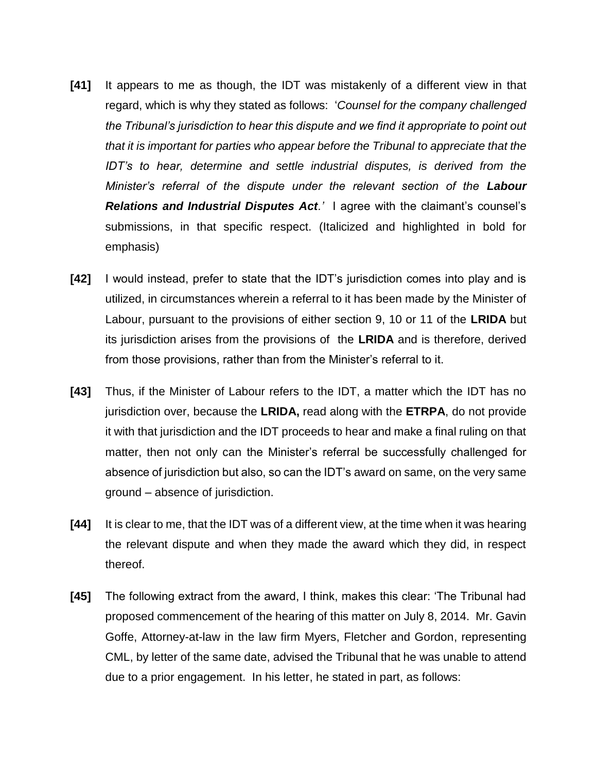**[41]** It appears to me as though, the IDT was mistakenly of a different view in that regard, which is why they stated as follows: '*Counsel for the company challenged the Tribunal's jurisdiction to hear this dispute and we find it appropriate to point out that it is important for parties who appear before the Tribunal to appreciate that the IDT's to hear, determine and settle industrial disputes, is derived from the Minister's referral of the dispute under the relevant section of the **Labour Relations and Industrial Disputes Act**.'* I agree with the claimant's counsel's submissions, in that specific respect. (Italicized and highlighted in bold for emphasis)

**[42]** I would instead, prefer to state that the IDT's jurisdiction comes into play and is utilized, in circumstances wherein a referral to it has been made by the Minister of Labour, pursuant to the provisions of either section 9, 10 or 11 of the **LRIDA** but its jurisdiction arises from the provisions of the **LRIDA** and is therefore, derived from those provisions, rather than from the Minister's referral to it.

**[43]** Thus, if the Minister of Labour refers to the IDT, a matter which the IDT has no jurisdiction over, because the **LRIDA,** read along with the **ETRPA**, do not provide it with that jurisdiction and the IDT proceeds to hear and make a final ruling on that matter, then not only can the Minister's referral be successfully challenged for absence of jurisdiction but also, so can the IDT's award on same, on the very same ground – absence of jurisdiction.

**[44]** It is clear to me, that the IDT was of a different view, at the time when it was hearing the relevant dispute and when they made the award which they did, in respect thereof.

**[45]** The following extract from the award, I think, makes this clear: 'The Tribunal had proposed commencement of the hearing of this matter on July 8, 2014. Mr. Gavin Goffe, Attorney-at-law in the law firm Myers, Fletcher and Gordon, representing CML, by letter of the same date, advised the Tribunal that he was unable to attend due to a prior engagement. In his letter, he stated in part, as follows: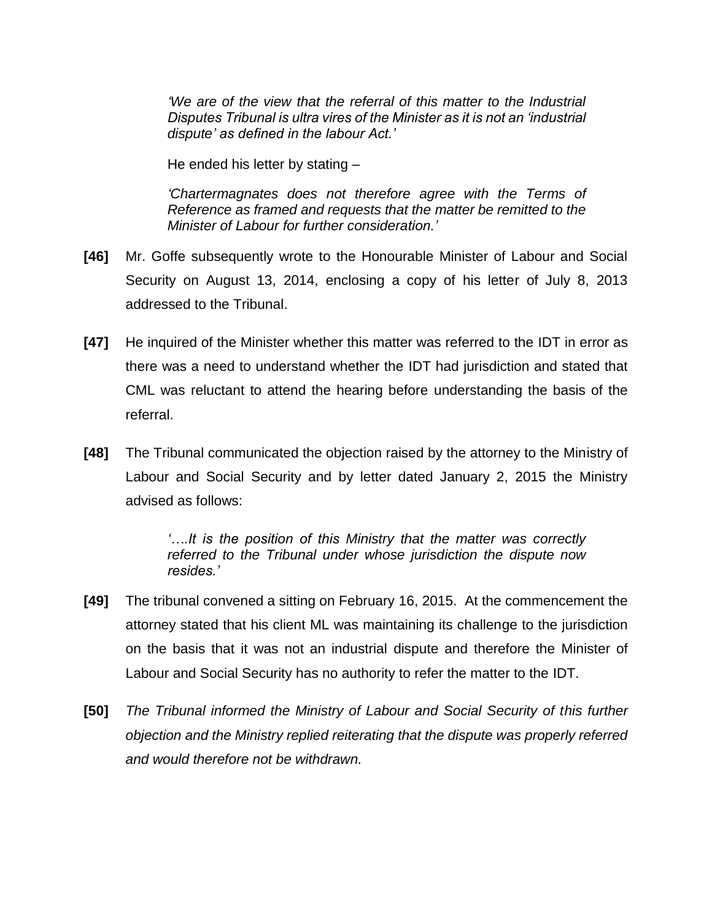> *'We are of the view that the referral of this matter to the Industrial Disputes Tribunal is ultra vires of the Minister as it is not an 'industrial dispute' as defined in the labour Act.'*

He ended his letter by stating –

> *'Chartermagnates does not therefore agree with the Terms of Reference as framed and requests that the matter be remitted to the Minister of Labour for further consideration.'*

**[46]** Mr. Goffe subsequently wrote to the Honourable Minister of Labour and Social Security on August 13, 2014, enclosing a copy of his letter of July 8, 2013 addressed to the Tribunal.

**[47]** He inquired of the Minister whether this matter was referred to the IDT in error as there was a need to understand whether the IDT had jurisdiction and stated that CML was reluctant to attend the hearing before understanding the basis of the referral.

**[48]** The Tribunal communicated the objection raised by the attorney to the Ministry of Labour and Social Security and by letter dated January 2, 2015 the Ministry advised as follows:

> *'….It is the position of this Ministry that the matter was correctly referred to the Tribunal under whose jurisdiction the dispute now resides.'*

**[49]** The tribunal convened a sitting on February 16, 2015. At the commencement the attorney stated that his client ML was maintaining its challenge to the jurisdiction on the basis that it was not an industrial dispute and therefore the Minister of Labour and Social Security has no authority to refer the matter to the IDT.

**[50]** *The Tribunal informed the Ministry of Labour and Social Security of this further objection and the Ministry replied reiterating that the dispute was properly referred and would therefore not be withdrawn.*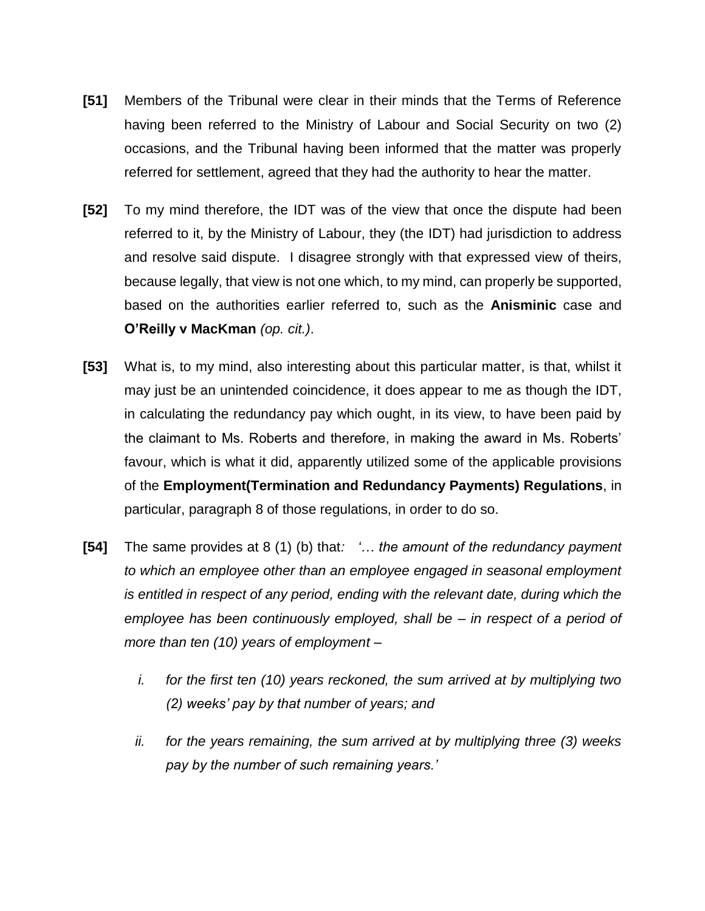**[51]** Members of the Tribunal were clear in their minds that the Terms of Reference having been referred to the Ministry of Labour and Social Security on two (2) occasions, and the Tribunal having been informed that the matter was properly referred for settlement, agreed that they had the authority to hear the matter.

**[52]** To my mind therefore, the IDT was of the view that once the dispute had been referred to it, by the Ministry of Labour, they (the IDT) had jurisdiction to address and resolve said dispute. I disagree strongly with that expressed view of theirs, because legally, that view is not one which, to my mind, can properly be supported, based on the authorities earlier referred to, such as the **Anisminic** case and **O'Reilly v MacKman** *(op. cit.)*.

**[53]** What is, to my mind, also interesting about this particular matter, is that, whilst it may just be an unintended coincidence, it does appear to me as though the IDT, in calculating the redundancy pay which ought, in its view, to have been paid by the claimant to Ms. Roberts and therefore, in making the award in Ms. Roberts' favour, which is what it did, apparently utilized some of the applicable provisions of the **Employment(Termination and Redundancy Payments) Regulations**, in particular, paragraph 8 of those regulations, in order to do so.

**[54]** The same provides at 8 (1) (b) that*: '… the amount of the redundancy payment to which an employee other than an employee engaged in seasonal employment is entitled in respect of any period, ending with the relevant date, during which the employee has been continuously employed, shall be – in respect of a period of more than ten (10) years of employment –*

*i. for the first ten (10) years reckoned, the sum arrived at by multiplying two (2) weeks' pay by that number of years; and*

*ii. for the years remaining, the sum arrived at by multiplying three (3) weeks pay by the number of such remaining years.'*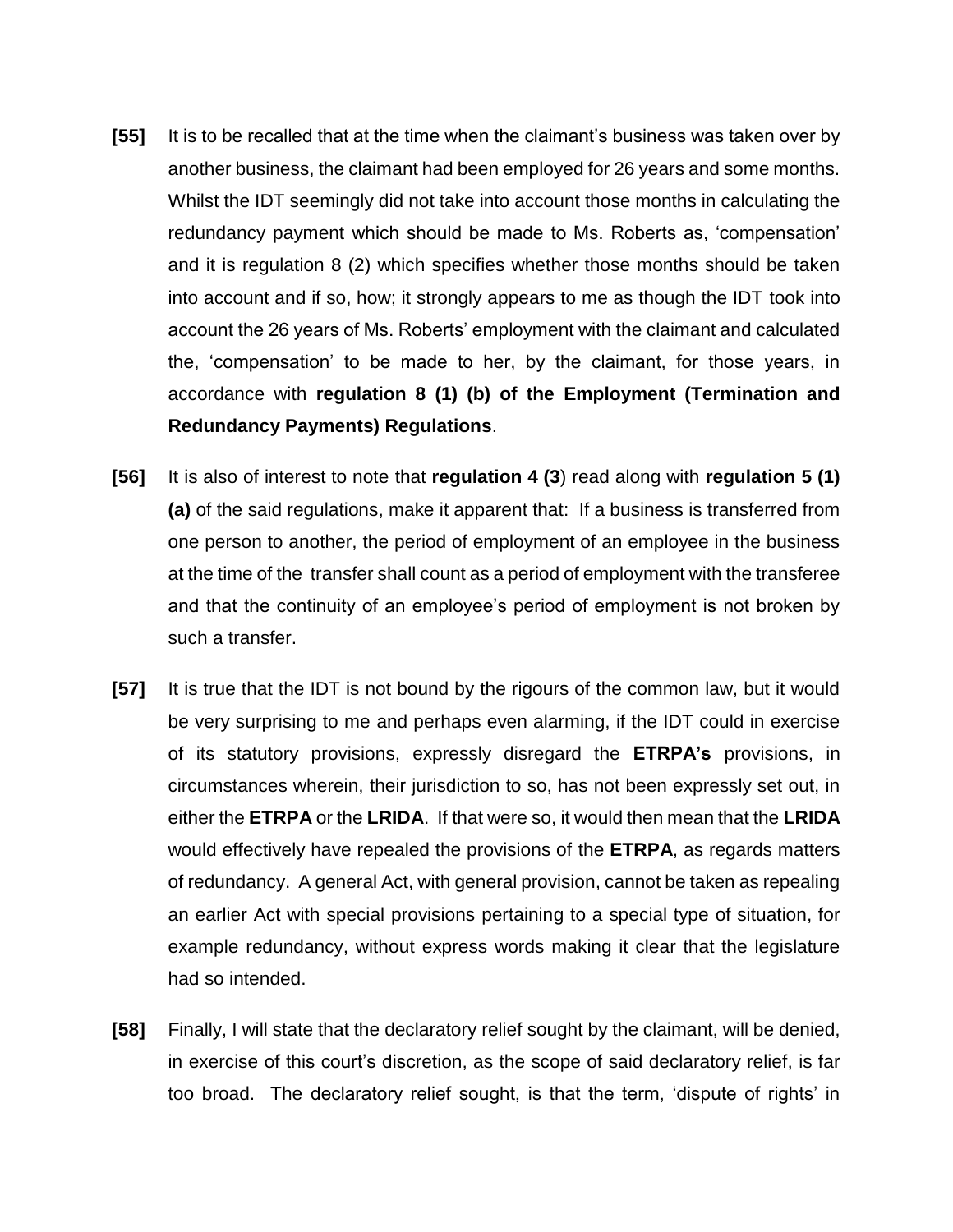**[55]** It is to be recalled that at the time when the claimant's business was taken over by another business, the claimant had been employed for 26 years and some months. Whilst the IDT seemingly did not take into account those months in calculating the redundancy payment which should be made to Ms. Roberts as, 'compensation' and it is regulation 8 (2) which specifies whether those months should be taken into account and if so, how; it strongly appears to me as though the IDT took into account the 26 years of Ms. Roberts' employment with the claimant and calculated the, 'compensation' to be made to her, by the claimant, for those years, in accordance with **regulation 8 (1) (b) of the Employment (Termination and Redundancy Payments) Regulations**.

**[56]** It is also of interest to note that **regulation 4 (3**) read along with **regulation 5 (1) (a)** of the said regulations, make it apparent that: If a business is transferred from one person to another, the period of employment of an employee in the business at the time of the transfer shall count as a period of employment with the transferee and that the continuity of an employee's period of employment is not broken by such a transfer.

**[57]** It is true that the IDT is not bound by the rigours of the common law, but it would be very surprising to me and perhaps even alarming, if the IDT could in exercise of its statutory provisions, expressly disregard the **ETRPA's** provisions, in circumstances wherein, their jurisdiction to so, has not been expressly set out, in either the **ETRPA** or the **LRIDA**. If that were so, it would then mean that the **LRIDA** would effectively have repealed the provisions of the **ETRPA**, as regards matters of redundancy. A general Act, with general provision, cannot be taken as repealing an earlier Act with special provisions pertaining to a special type of situation, for example redundancy, without express words making it clear that the legislature had so intended.

**[58]** Finally, I will state that the declaratory relief sought by the claimant, will be denied, in exercise of this court's discretion, as the scope of said declaratory relief, is far too broad. The declaratory relief sought, is that the term, 'dispute of rights' in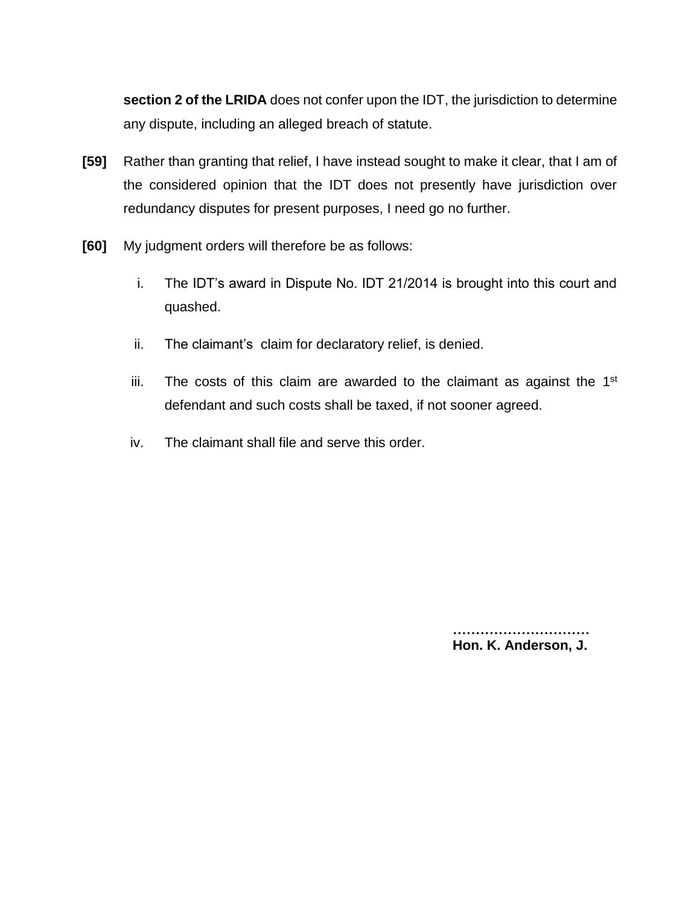**section 2 of the LRIDA** does not confer upon the IDT, the jurisdiction to determine any dispute, including an alleged breach of statute.

**[59]** Rather than granting that relief, I have instead sought to make it clear, that I am of the considered opinion that the IDT does not presently have jurisdiction over redundancy disputes for present purposes, I need go no further.

**[60]** My judgment orders will therefore be as follows:

i. The IDT's award in Dispute No. IDT 21/2014 is brought into this court and quashed.

ii. The claimant's claim for declaratory relief, is denied.

iii. The costs of this claim are awarded to the claimant as against the 1st defendant and such costs shall be taxed, if not sooner agreed.

iv. The claimant shall file and serve this order.

…………………………
**Hon. K. Anderson, J.**